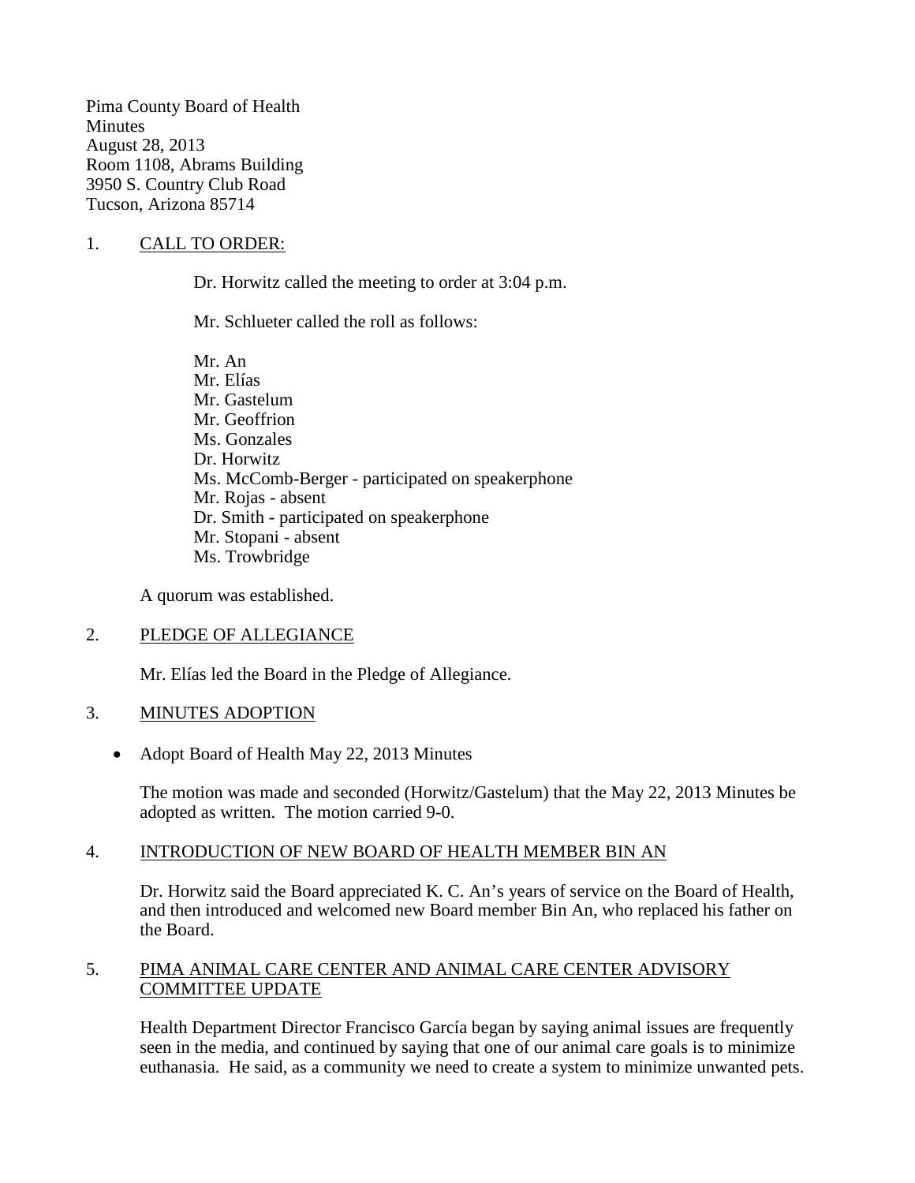Pima County Board of Health  
Minutes  
August 28, 2013  
Room 1108, Abrams Building  
3950 S. Country Club Road  
Tucson, Arizona 85714

1. CALL TO ORDER:

   Dr. Horwitz called the meeting to order at 3:04 p.m.

   Mr. Schlueter called the roll as follows:

   Mr. An  
   Mr. Elías  
   Mr. Gastelum  
   Mr. Geoffrion  
   Ms. Gonzales  
   Dr. Horwitz  
   Ms. McComb-Berger - participated on speakerphone  
   Mr. Rojas - absent  
   Dr. Smith - participated on speakerphone  
   Mr. Stopani - absent  
   Ms. Trowbridge

   A quorum was established.

2. PLEDGE OF ALLEGIANCE

   Mr. Elías led the Board in the Pledge of Allegiance.

3. MINUTES ADOPTION

   - Adopt Board of Health May 22, 2013 Minutes

   The motion was made and seconded (Horwitz/Gastelum) that the May 22, 2013 Minutes be adopted as written. The motion carried 9-0.

4. INTRODUCTION OF NEW BOARD OF HEALTH MEMBER BIN AN

   Dr. Horwitz said the Board appreciated K. C. An's years of service on the Board of Health, and then introduced and welcomed new Board member Bin An, who replaced his father on the Board.

5. PIMA ANIMAL CARE CENTER AND ANIMAL CARE CENTER ADVISORY COMMITTEE UPDATE

   Health Department Director Francisco García began by saying animal issues are frequently seen in the media, and continued by saying that one of our animal care goals is to minimize euthanasia. He said, as a community we need to create a system to minimize unwanted pets.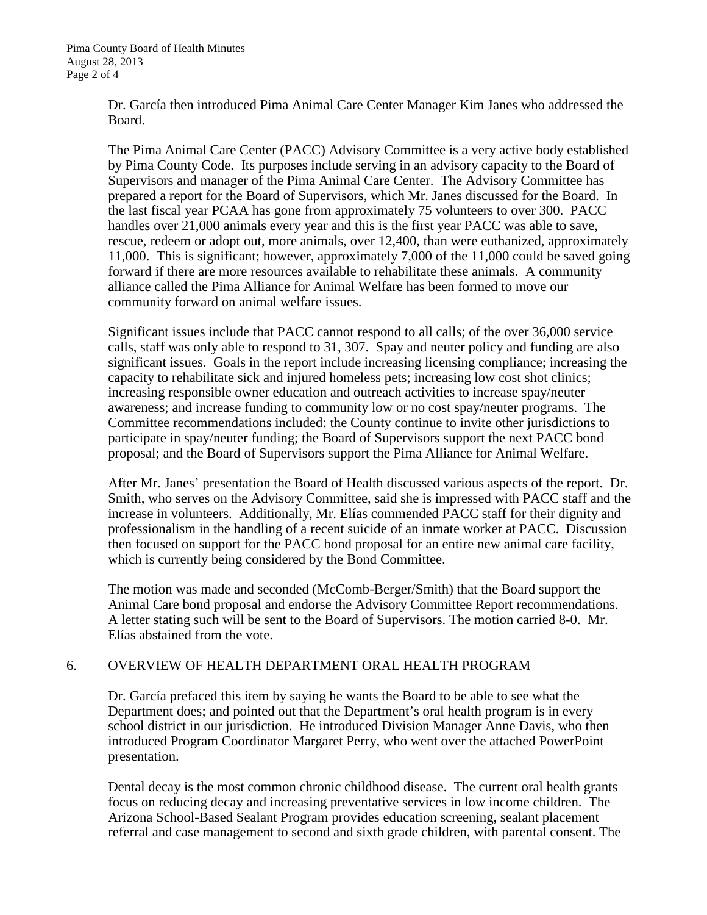Dr. García then introduced Pima Animal Care Center Manager Kim Janes who addressed the Board.

The Pima Animal Care Center (PACC) Advisory Committee is a very active body established by Pima County Code. Its purposes include serving in an advisory capacity to the Board of Supervisors and manager of the Pima Animal Care Center. The Advisory Committee has prepared a report for the Board of Supervisors, which Mr. Janes discussed for the Board. In the last fiscal year PCAA has gone from approximately 75 volunteers to over 300. PACC handles over 21,000 animals every year and this is the first year PACC was able to save, rescue, redeem or adopt out, more animals, over 12,400, than were euthanized, approximately 11,000. This is significant; however, approximately 7,000 of the 11,000 could be saved going forward if there are more resources available to rehabilitate these animals. A community alliance called the Pima Alliance for Animal Welfare has been formed to move our community forward on animal welfare issues.

Significant issues include that PACC cannot respond to all calls; of the over 36,000 service calls, staff was only able to respond to 31, 307. Spay and neuter policy and funding are also significant issues. Goals in the report include increasing licensing compliance; increasing the capacity to rehabilitate sick and injured homeless pets; increasing low cost shot clinics; increasing responsible owner education and outreach activities to increase spay/neuter awareness; and increase funding to community low or no cost spay/neuter programs. The Committee recommendations included: the County continue to invite other jurisdictions to participate in spay/neuter funding; the Board of Supervisors support the next PACC bond proposal; and the Board of Supervisors support the Pima Alliance for Animal Welfare.

After Mr. Janes' presentation the Board of Health discussed various aspects of the report. Dr. Smith, who serves on the Advisory Committee, said she is impressed with PACC staff and the increase in volunteers. Additionally, Mr. Elías commended PACC staff for their dignity and professionalism in the handling of a recent suicide of an inmate worker at PACC. Discussion then focused on support for the PACC bond proposal for an entire new animal care facility, which is currently being considered by the Bond Committee.

The motion was made and seconded (McComb-Berger/Smith) that the Board support the Animal Care bond proposal and endorse the Advisory Committee Report recommendations. A letter stating such will be sent to the Board of Supervisors. The motion carried 8-0. Mr. Elías abstained from the vote.

## 6. OVERVIEW OF HEALTH DEPARTMENT ORAL HEALTH PROGRAM

Dr. García prefaced this item by saying he wants the Board to be able to see what the Department does; and pointed out that the Department's oral health program is in every school district in our jurisdiction. He introduced Division Manager Anne Davis, who then introduced Program Coordinator Margaret Perry, who went over the attached PowerPoint presentation.

Dental decay is the most common chronic childhood disease. The current oral health grants focus on reducing decay and increasing preventative services in low income children. The Arizona School-Based Sealant Program provides education screening, sealant placement referral and case management to second and sixth grade children, with parental consent. The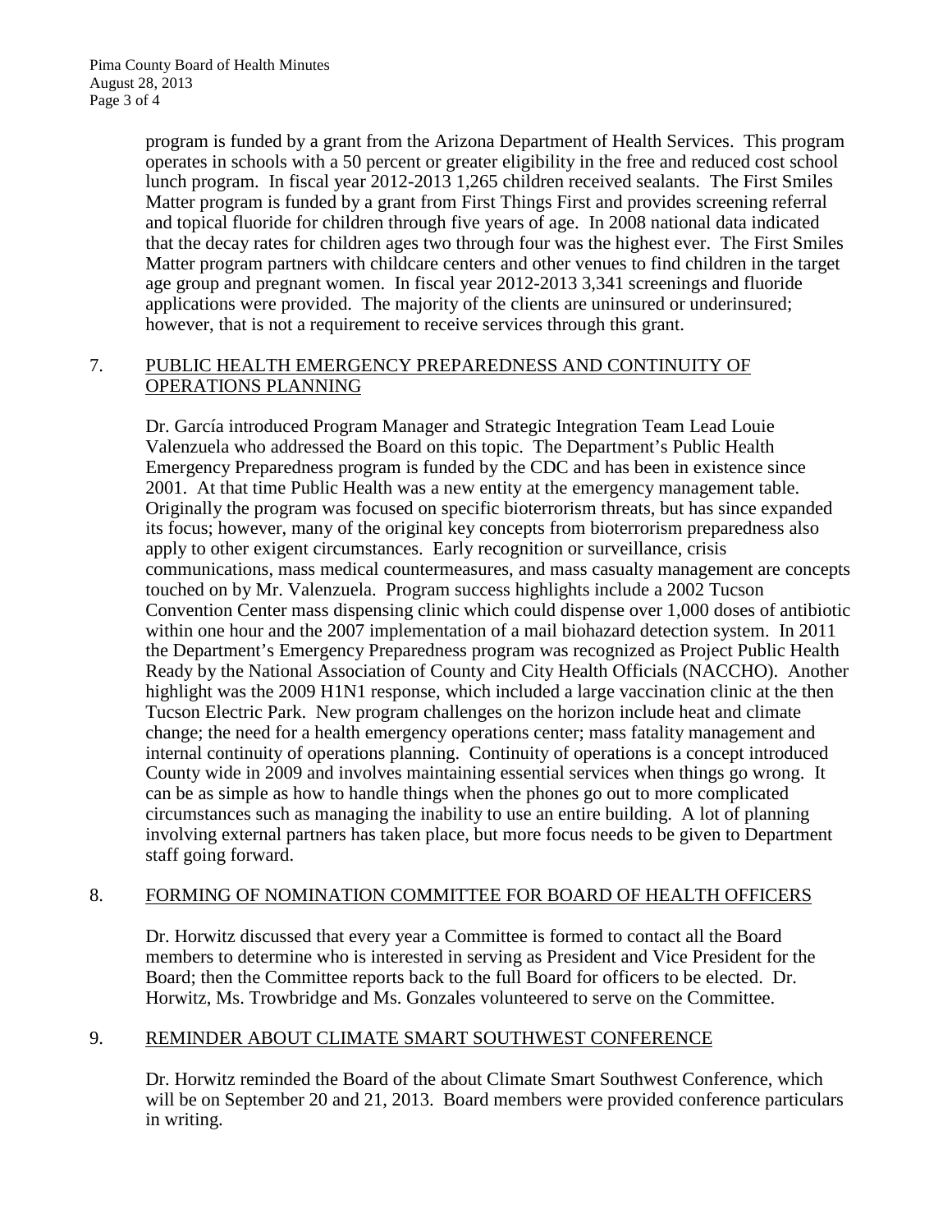program is funded by a grant from the Arizona Department of Health Services. This program operates in schools with a 50 percent or greater eligibility in the free and reduced cost school lunch program. In fiscal year 2012-2013 1,265 children received sealants. The First Smiles Matter program is funded by a grant from First Things First and provides screening referral and topical fluoride for children through five years of age. In 2008 national data indicated that the decay rates for children ages two through four was the highest ever. The First Smiles Matter program partners with childcare centers and other venues to find children in the target age group and pregnant women. In fiscal year 2012-2013 3,341 screenings and fluoride applications were provided. The majority of the clients are uninsured or underinsured; however, that is not a requirement to receive services through this grant.

7. PUBLIC HEALTH EMERGENCY PREPAREDNESS AND CONTINUITY OF OPERATIONS PLANNING

Dr. García introduced Program Manager and Strategic Integration Team Lead Louie Valenzuela who addressed the Board on this topic. The Department's Public Health Emergency Preparedness program is funded by the CDC and has been in existence since 2001. At that time Public Health was a new entity at the emergency management table. Originally the program was focused on specific bioterrorism threats, but has since expanded its focus; however, many of the original key concepts from bioterrorism preparedness also apply to other exigent circumstances. Early recognition or surveillance, crisis communications, mass medical countermeasures, and mass casualty management are concepts touched on by Mr. Valenzuela. Program success highlights include a 2002 Tucson Convention Center mass dispensing clinic which could dispense over 1,000 doses of antibiotic within one hour and the 2007 implementation of a mail biohazard detection system. In 2011 the Department's Emergency Preparedness program was recognized as Project Public Health Ready by the National Association of County and City Health Officials (NACCHO). Another highlight was the 2009 H1N1 response, which included a large vaccination clinic at the then Tucson Electric Park. New program challenges on the horizon include heat and climate change; the need for a health emergency operations center; mass fatality management and internal continuity of operations planning. Continuity of operations is a concept introduced County wide in 2009 and involves maintaining essential services when things go wrong. It can be as simple as how to handle things when the phones go out to more complicated circumstances such as managing the inability to use an entire building. A lot of planning involving external partners has taken place, but more focus needs to be given to Department staff going forward.

8. FORMING OF NOMINATION COMMITTEE FOR BOARD OF HEALTH OFFICERS

Dr. Horwitz discussed that every year a Committee is formed to contact all the Board members to determine who is interested in serving as President and Vice President for the Board; then the Committee reports back to the full Board for officers to be elected. Dr. Horwitz, Ms. Trowbridge and Ms. Gonzales volunteered to serve on the Committee.

9. REMINDER ABOUT CLIMATE SMART SOUTHWEST CONFERENCE

Dr. Horwitz reminded the Board of the about Climate Smart Southwest Conference, which will be on September 20 and 21, 2013. Board members were provided conference particulars in writing.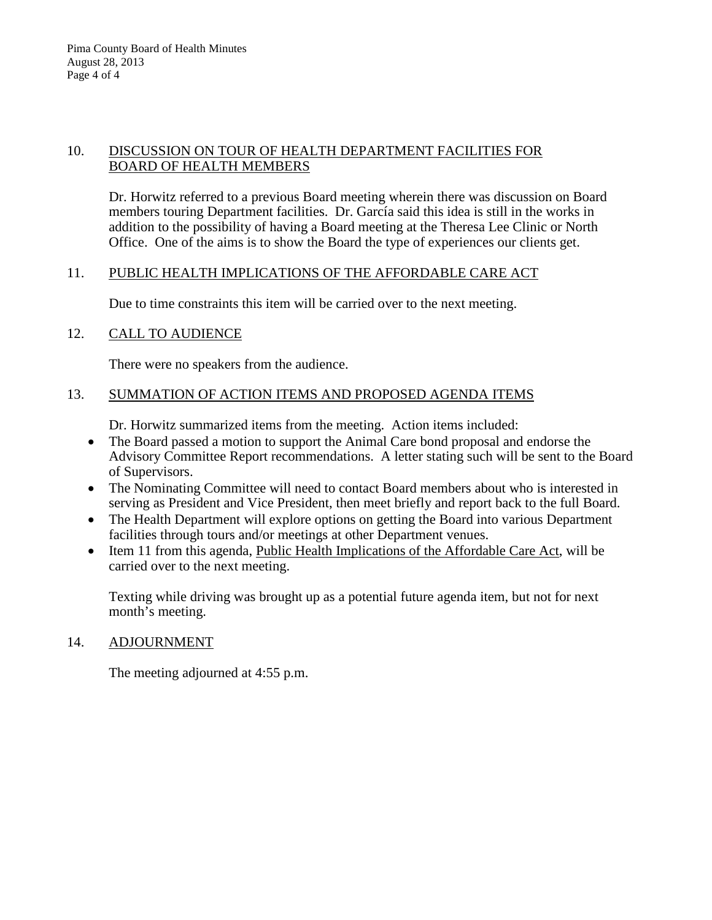10. DISCUSSION ON TOUR OF HEALTH DEPARTMENT FACILITIES FOR BOARD OF HEALTH MEMBERS

Dr. Horwitz referred to a previous Board meeting wherein there was discussion on Board members touring Department facilities. Dr. García said this idea is still in the works in addition to the possibility of having a Board meeting at the Theresa Lee Clinic or North Office. One of the aims is to show the Board the type of experiences our clients get.

11. PUBLIC HEALTH IMPLICATIONS OF THE AFFORDABLE CARE ACT

Due to time constraints this item will be carried over to the next meeting.

12. CALL TO AUDIENCE

There were no speakers from the audience.

13. SUMMATION OF ACTION ITEMS AND PROPOSED AGENDA ITEMS

Dr. Horwitz summarized items from the meeting. Action items included:

- The Board passed a motion to support the Animal Care bond proposal and endorse the Advisory Committee Report recommendations. A letter stating such will be sent to the Board of Supervisors.
- The Nominating Committee will need to contact Board members about who is interested in serving as President and Vice President, then meet briefly and report back to the full Board.
- The Health Department will explore options on getting the Board into various Department facilities through tours and/or meetings at other Department venues.
- Item 11 from this agenda, Public Health Implications of the Affordable Care Act, will be carried over to the next meeting.

Texting while driving was brought up as a potential future agenda item, but not for next month's meeting.

14. ADJOURNMENT

The meeting adjourned at 4:55 p.m.